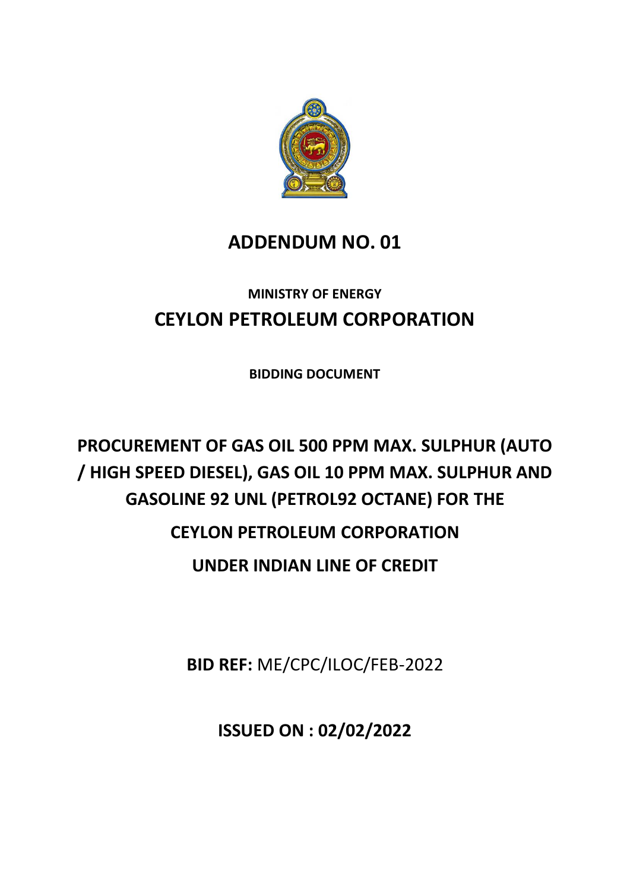# ADDENDUM NO. 01

**MINISTRY OF ENERGY**

## CEYLON PETROLEUM CORPORATION

**BIDDING DOCUMENT**

## PROCUREMENT OF GAS OIL 500 PPM MAX. SULPHUR (AUTO / HIGH SPEED DIESEL), GAS OIL 10 PPM MAX. SULPHUR AND GASOLINE 92 UNL (PETROL92 OCTANE) FOR THE CEYLON PETROLEUM CORPORATION UNDER INDIAN LINE OF CREDIT

**BID REF:** ME/CPC/ILOC/FEB-2022

**ISSUED ON : 02/02/2022**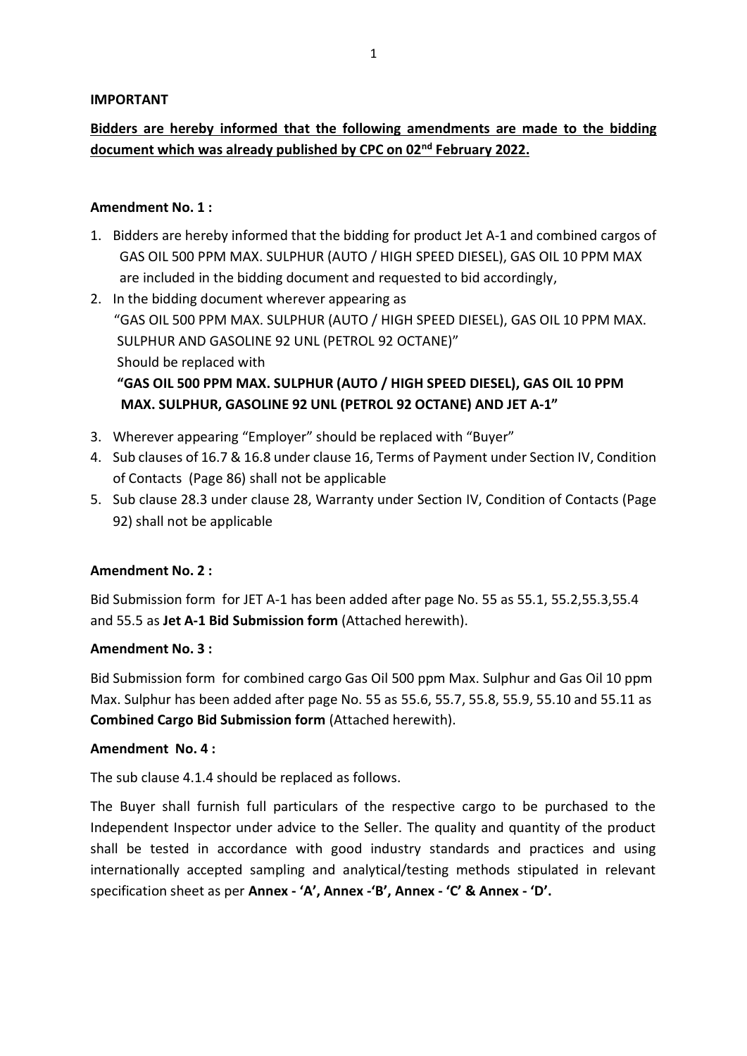**IMPORTANT**

**Bidders are hereby informed that the following amendments are made to the bidding document which was already published by CPC on 02nd February 2022.**

**Amendment No. 1 :**

1. Bidders are hereby informed that the bidding for product Jet A-1 and combined cargos of GAS OIL 500 PPM MAX. SULPHUR (AUTO / HIGH SPEED DIESEL), GAS OIL 10 PPM MAX are included in the bidding document and requested to bid accordingly,
2. In the bidding document wherever appearing as "GAS OIL 500 PPM MAX. SULPHUR (AUTO / HIGH SPEED DIESEL), GAS OIL 10 PPM MAX. SULPHUR AND GASOLINE 92 UNL (PETROL 92 OCTANE)" Should be replaced with **"GAS OIL 500 PPM MAX. SULPHUR (AUTO / HIGH SPEED DIESEL), GAS OIL 10 PPM MAX. SULPHUR, GASOLINE 92 UNL (PETROL 92 OCTANE) AND JET A-1"**
3. Wherever appearing "Employer" should be replaced with "Buyer"
4. Sub clauses of 16.7 & 16.8 under clause 16, Terms of Payment under Section IV, Condition of Contacts (Page 86) shall not be applicable
5. Sub clause 28.3 under clause 28, Warranty under Section IV, Condition of Contacts (Page 92) shall not be applicable

**Amendment No. 2 :**

Bid Submission form for JET A-1 has been added after page No. 55 as 55.1, 55.2,55.3,55.4 and 55.5 as **Jet A-1 Bid Submission form** (Attached herewith).

**Amendment No. 3 :**

Bid Submission form for combined cargo Gas Oil 500 ppm Max. Sulphur and Gas Oil 10 ppm Max. Sulphur has been added after page No. 55 as 55.6, 55.7, 55.8, 55.9, 55.10 and 55.11 as **Combined Cargo Bid Submission form** (Attached herewith).

**Amendment No. 4 :**

The sub clause 4.1.4 should be replaced as follows.

The Buyer shall furnish full particulars of the respective cargo to be purchased to the Independent Inspector under advice to the Seller. The quality and quantity of the product shall be tested in accordance with good industry standards and practices and using internationally accepted sampling and analytical/testing methods stipulated in relevant specification sheet as per **Annex - 'A', Annex -'B', Annex - 'C' & Annex - 'D'.**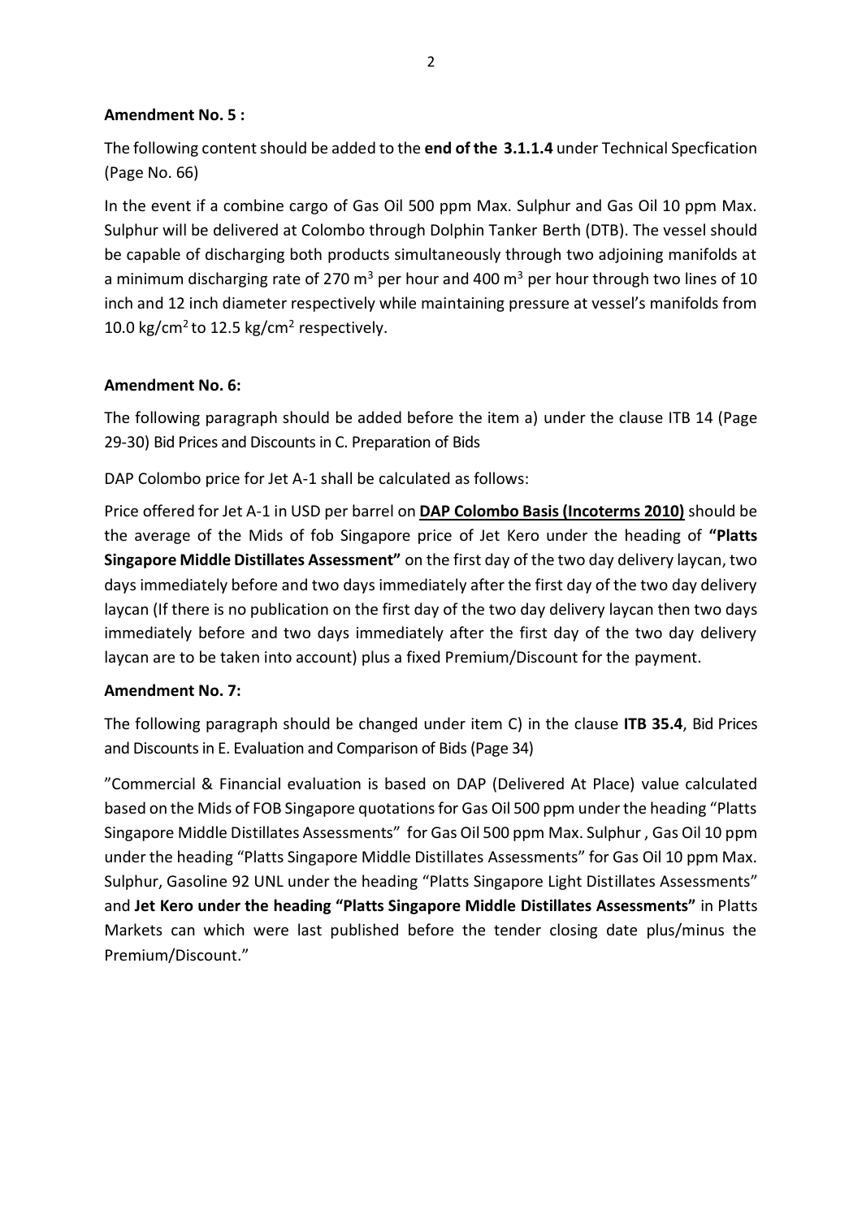**Amendment No. 5 :**

The following content should be added to the **end of the 3.1.1.4** under Technical Specfication (Page No. 66)

In the event if a combine cargo of Gas Oil 500 ppm Max. Sulphur and Gas Oil 10 ppm Max. Sulphur will be delivered at Colombo through Dolphin Tanker Berth (DTB). The vessel should be capable of discharging both products simultaneously through two adjoining manifolds at a minimum discharging rate of 270 $m^3$ per hour and 400 $m^3$ per hour through two lines of 10 inch and 12 inch diameter respectively while maintaining pressure at vessel's manifolds from 10.0 $kg/cm^2$ to 12.5 $kg/cm^2$ respectively.

**Amendment No. 6:**

The following paragraph should be added before the item a) under the clause ITB 14 (Page 29-30) Bid Prices and Discounts in C. Preparation of Bids

DAP Colombo price for Jet A-1 shall be calculated as follows:

Price offered for Jet A-1 in USD per barrel on **DAP Colombo Basis (Incoterms 2010)** should be the average of the Mids of fob Singapore price of Jet Kero under the heading of **"Platts Singapore Middle Distillates Assessment"** on the first day of the two day delivery laycan, two days immediately before and two days immediately after the first day of the two day delivery laycan (If there is no publication on the first day of the two day delivery laycan then two days immediately before and two days immediately after the first day of the two day delivery laycan are to be taken into account) plus a fixed Premium/Discount for the payment.

**Amendment No. 7:**

The following paragraph should be changed under item C) in the clause **ITB 35.4**, Bid Prices and Discounts in E. Evaluation and Comparison of Bids (Page 34)

"Commercial & Financial evaluation is based on DAP (Delivered At Place) value calculated based on the Mids of FOB Singapore quotations for Gas Oil 500 ppm under the heading "Platts Singapore Middle Distillates Assessments" for Gas Oil 500 ppm Max. Sulphur , Gas Oil 10 ppm under the heading "Platts Singapore Middle Distillates Assessments" for Gas Oil 10 ppm Max. Sulphur, Gasoline 92 UNL under the heading "Platts Singapore Light Distillates Assessments" and **Jet Kero under the heading "Platts Singapore Middle Distillates Assessments"** in Platts Markets can which were last published before the tender closing date plus/minus the Premium/Discount."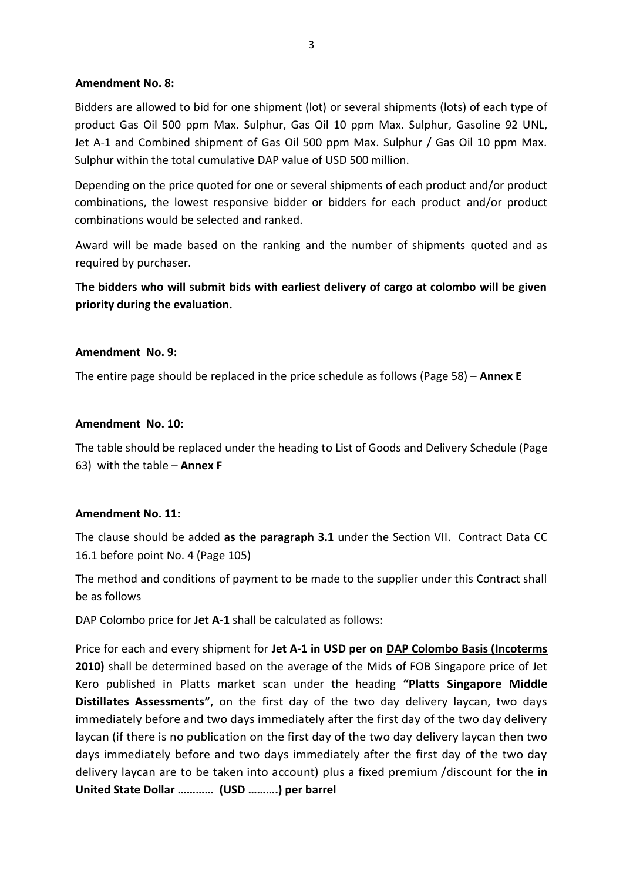**Amendment No. 8:**

Bidders are allowed to bid for one shipment (lot) or several shipments (lots) of each type of product Gas Oil 500 ppm Max. Sulphur, Gas Oil 10 ppm Max. Sulphur, Gasoline 92 UNL, Jet A-1 and Combined shipment of Gas Oil 500 ppm Max. Sulphur / Gas Oil 10 ppm Max. Sulphur within the total cumulative DAP value of USD 500 million.

Depending on the price quoted for one or several shipments of each product and/or product combinations, the lowest responsive bidder or bidders for each product and/or product combinations would be selected and ranked.

Award will be made based on the ranking and the number of shipments quoted and as required by purchaser.

**The bidders who will submit bids with earliest delivery of cargo at colombo will be given priority during the evaluation.**

**Amendment No. 9:**

The entire page should be replaced in the price schedule as follows (Page 58) – **Annex E**

**Amendment No. 10:**

The table should be replaced under the heading to List of Goods and Delivery Schedule (Page 63) with the table – **Annex F**

**Amendment No. 11:**

The clause should be added **as the paragraph 3.1** under the Section VII. Contract Data CC 16.1 before point No. 4 (Page 105)

The method and conditions of payment to be made to the supplier under this Contract shall be as follows

DAP Colombo price for **Jet A-1** shall be calculated as follows:

Price for each and every shipment for **Jet A-1 in USD per on <u>DAP Colombo Basis (Incoterms</u> 2010)** shall be determined based on the average of the Mids of FOB Singapore price of Jet Kero published in Platts market scan under the heading **"Platts Singapore Middle Distillates Assessments"**, on the first day of the two day delivery laycan, two days immediately before and two days immediately after the first day of the two day delivery laycan (if there is no publication on the first day of the two day delivery laycan then two days immediately before and two days immediately after the first day of the two day delivery laycan are to be taken into account) plus a fixed premium /discount for the **in United State Dollar ………… (USD ……….) per barrel**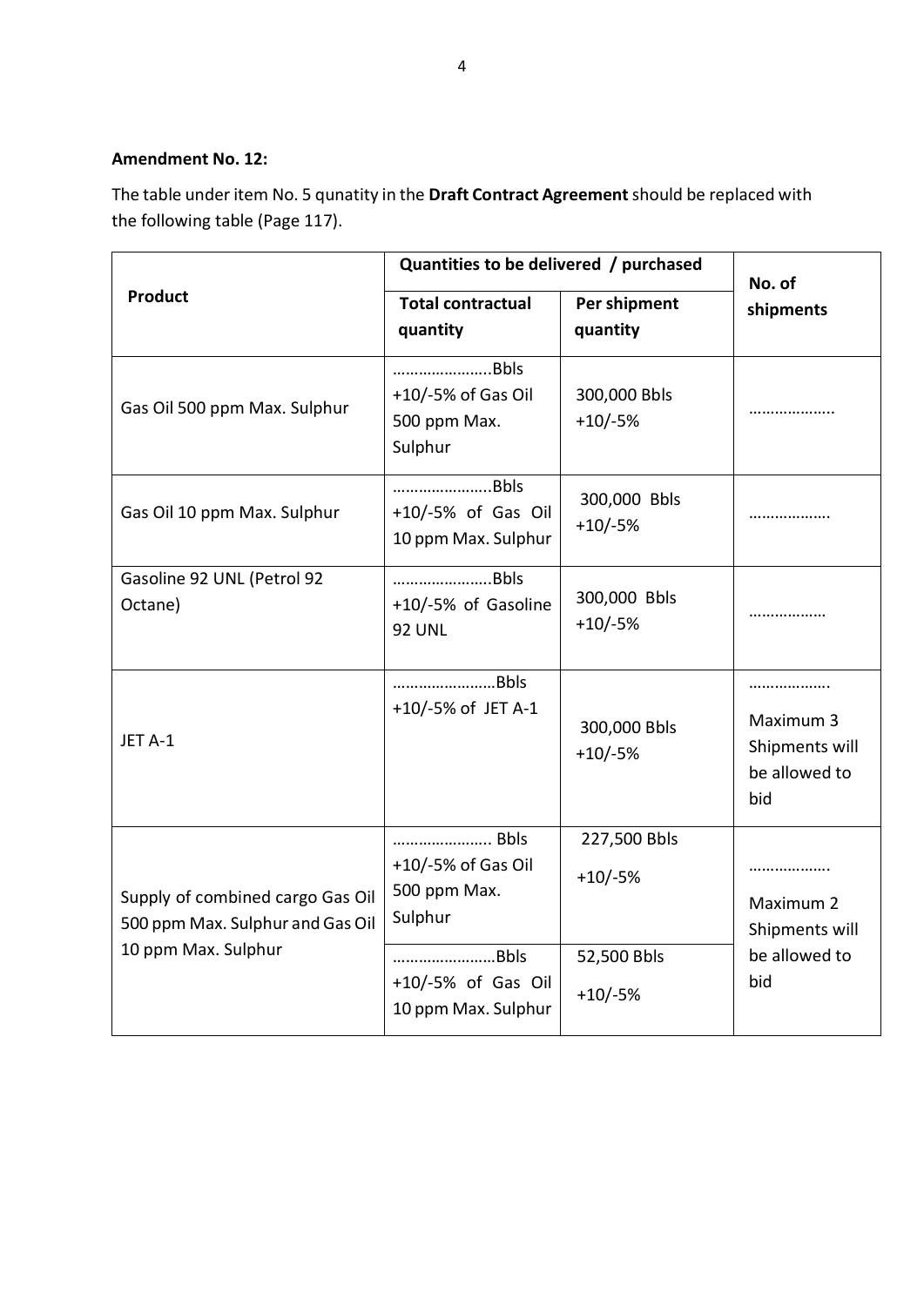**Amendment No. 12:**

The table under item No. 5 qunatity in the **Draft Contract Agreement** should be replaced with the following table (Page 117).

| Product | Quantities to be delivered / purchased | | No. of shipments |
|---|---|---|---|
| | Total contractual quantity | Per shipment quantity | |
| Gas Oil 500 ppm Max. Sulphur | …………………..Bbls +10/-5% of Gas Oil 500 ppm Max. Sulphur | 300,000 Bbls +10/-5% | ………………. |
| Gas Oil 10 ppm Max. Sulphur | …………………..Bbls +10/-5% of Gas Oil 10 ppm Max. Sulphur | 300,000 Bbls +10/-5% | ……………… |
| Gasoline 92 UNL (Petrol 92 Octane) | …………………..Bbls +10/-5% of Gasoline 92 UNL | 300,000 Bbls +10/-5% | …………… |
| JET A-1 | ……………………Bbls +10/-5% of JET A-1 | 300,000 Bbls +10/-5% | ……………… Maximum 3 Shipments will be allowed to bid |
| Supply of combined cargo Gas Oil 500 ppm Max. Sulphur and Gas Oil 10 ppm Max. Sulphur | ………………….. Bbls +10/-5% of Gas Oil 500 ppm Max. Sulphur | 227,500 Bbls +10/-5% | ……………… Maximum 2 Shipments will be allowed to bid |
| | ……………………Bbls +10/-5% of Gas Oil 10 ppm Max. Sulphur | 52,500 Bbls +10/-5% | |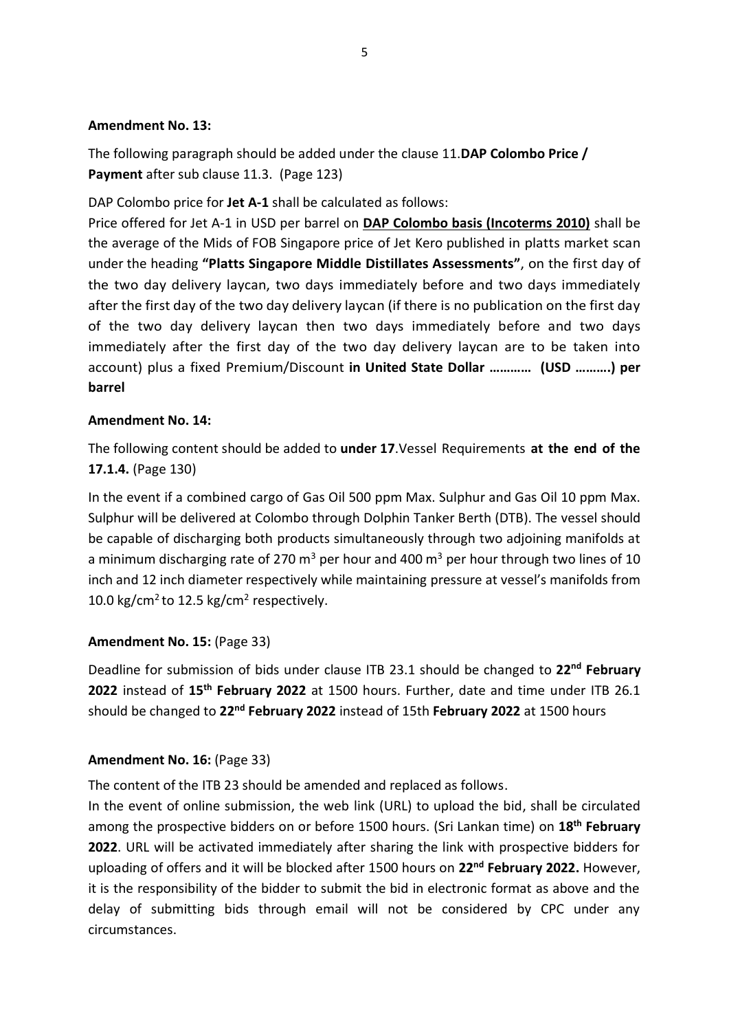**Amendment No. 13:**

The following paragraph should be added under the clause 11.**DAP Colombo Price / Payment** after sub clause 11.3. (Page 123)

DAP Colombo price for **Jet A-1** shall be calculated as follows:

Price offered for Jet A-1 in USD per barrel on **DAP Colombo basis (Incoterms 2010)** shall be the average of the Mids of FOB Singapore price of Jet Kero published in platts market scan under the heading **"Platts Singapore Middle Distillates Assessments"**, on the first day of the two day delivery laycan, two days immediately before and two days immediately after the first day of the two day delivery laycan (if there is no publication on the first day of the two day delivery laycan then two days immediately before and two days immediately after the first day of the two day delivery laycan are to be taken into account) plus a fixed Premium/Discount **in United State Dollar ………… (USD ……….) per barrel**

**Amendment No. 14:**

The following content should be added to **under 17**.Vessel Requirements **at the end of the 17.1.4.** (Page 130)

In the event if a combined cargo of Gas Oil 500 ppm Max. Sulphur and Gas Oil 10 ppm Max. Sulphur will be delivered at Colombo through Dolphin Tanker Berth (DTB). The vessel should be capable of discharging both products simultaneously through two adjoining manifolds at a minimum discharging rate of 270 $m^3$ per hour and 400 $m^3$ per hour through two lines of 10 inch and 12 inch diameter respectively while maintaining pressure at vessel's manifolds from 10.0 $kg/cm^2$ to 12.5 $kg/cm^2$ respectively.

**Amendment No. 15:** (Page 33)

Deadline for submission of bids under clause ITB 23.1 should be changed to **22nd February 2022** instead of **15th February 2022** at 1500 hours. Further, date and time under ITB 26.1 should be changed to **22nd February 2022** instead of 15th **February 2022** at 1500 hours

**Amendment No. 16:** (Page 33)

The content of the ITB 23 should be amended and replaced as follows.

In the event of online submission, the web link (URL) to upload the bid, shall be circulated among the prospective bidders on or before 1500 hours. (Sri Lankan time) on **18th February 2022**. URL will be activated immediately after sharing the link with prospective bidders for uploading of offers and it will be blocked after 1500 hours on **22nd February 2022.** However, it is the responsibility of the bidder to submit the bid in electronic format as above and the delay of submitting bids through email will not be considered by CPC under any circumstances.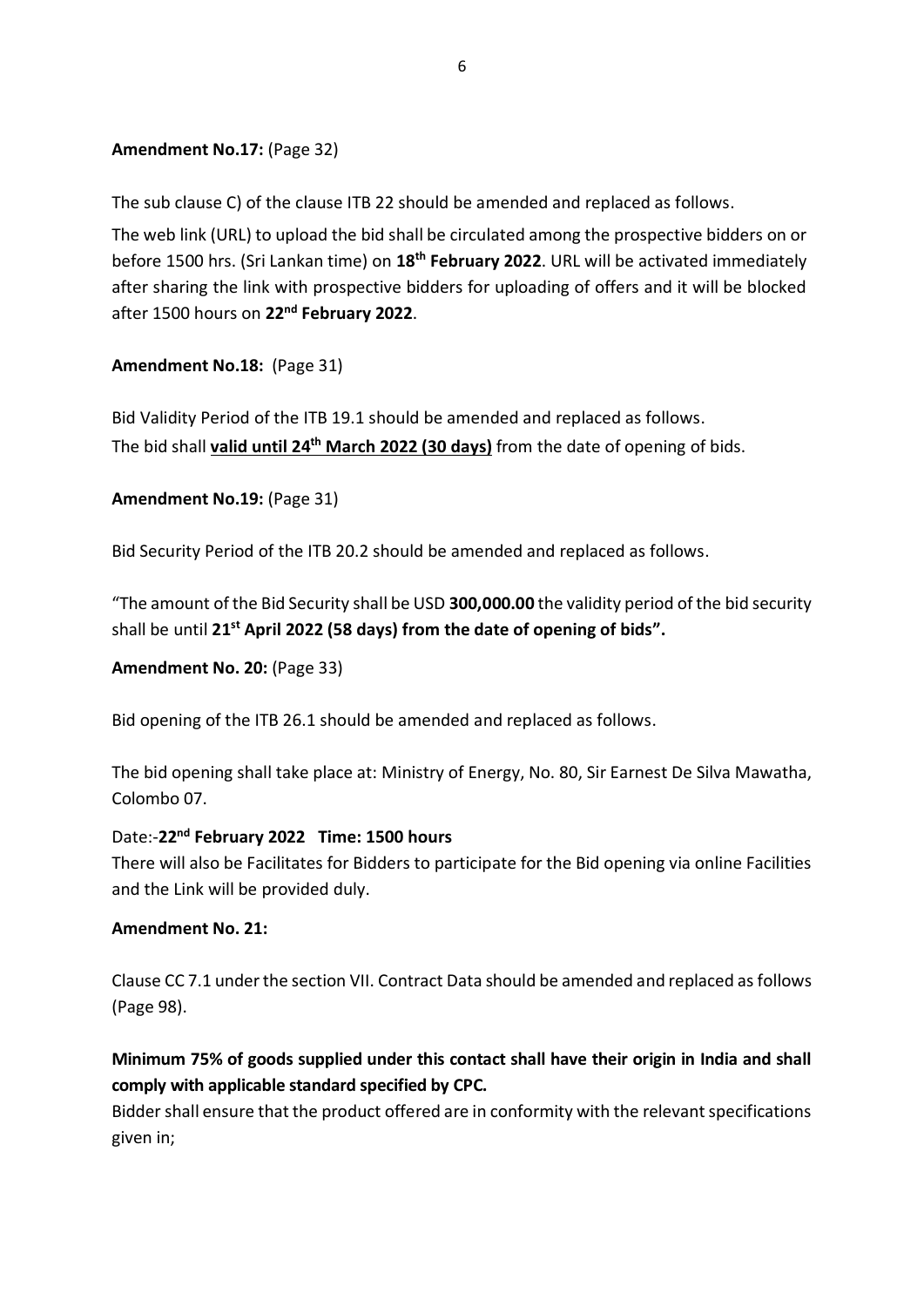**Amendment No.17:** (Page 32)

The sub clause C) of the clause ITB 22 should be amended and replaced as follows.

The web link (URL) to upload the bid shall be circulated among the prospective bidders on or before 1500 hrs. (Sri Lankan time) on **18th February 2022**. URL will be activated immediately after sharing the link with prospective bidders for uploading of offers and it will be blocked after 1500 hours on **22nd February 2022**.

**Amendment No.18:** (Page 31)

Bid Validity Period of the ITB 19.1 should be amended and replaced as follows.

The bid shall **valid until 24th March 2022 (30 days)** from the date of opening of bids.

**Amendment No.19:** (Page 31)

Bid Security Period of the ITB 20.2 should be amended and replaced as follows.

"The amount of the Bid Security shall be USD **300,000.00** the validity period of the bid security shall be until **21st April 2022 (58 days) from the date of opening of bids".**

**Amendment No. 20:** (Page 33)

Bid opening of the ITB 26.1 should be amended and replaced as follows.

The bid opening shall take place at: Ministry of Energy, No. 80, Sir Earnest De Silva Mawatha, Colombo 07.

Date:-**22nd February 2022 Time: 1500 hours**

There will also be Facilitates for Bidders to participate for the Bid opening via online Facilities and the Link will be provided duly.

**Amendment No. 21:**

Clause CC 7.1 under the section VII. Contract Data should be amended and replaced as follows (Page 98).

**Minimum 75% of goods supplied under this contact shall have their origin in India and shall comply with applicable standard specified by CPC.**

Bidder shall ensure that the product offered are in conformity with the relevant specifications given in;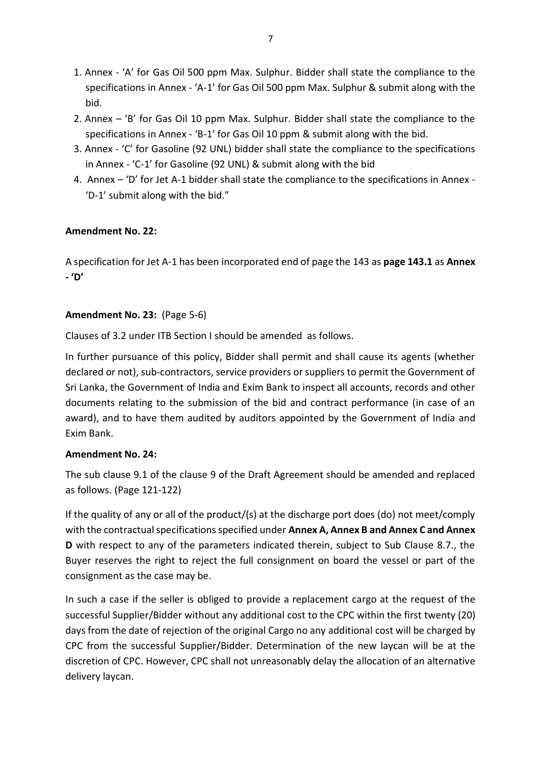1. Annex - 'A' for Gas Oil 500 ppm Max. Sulphur. Bidder shall state the compliance to the specifications in Annex - 'A-1' for Gas Oil 500 ppm Max. Sulphur & submit along with the bid.
2. Annex – 'B' for Gas Oil 10 ppm Max. Sulphur. Bidder shall state the compliance to the specifications in Annex - 'B-1' for Gas Oil 10 ppm & submit along with the bid.
3. Annex - 'C' for Gasoline (92 UNL) bidder shall state the compliance to the specifications in Annex - 'C-1' for Gasoline (92 UNL) & submit along with the bid
4. Annex – 'D' for Jet A-1 bidder shall state the compliance to the specifications in Annex - 'D-1' submit along with the bid."

**Amendment No. 22:**

A specification for Jet A-1 has been incorporated end of page the 143 as **page 143.1** as **Annex - 'D'**

**Amendment No. 23:** (Page 5-6)

Clauses of 3.2 under ITB Section I should be amended as follows.

In further pursuance of this policy, Bidder shall permit and shall cause its agents (whether declared or not), sub-contractors, service providers or suppliers to permit the Government of Sri Lanka, the Government of India and Exim Bank to inspect all accounts, records and other documents relating to the submission of the bid and contract performance (in case of an award), and to have them audited by auditors appointed by the Government of India and Exim Bank.

**Amendment No. 24:**

The sub clause 9.1 of the clause 9 of the Draft Agreement should be amended and replaced as follows. (Page 121-122)

If the quality of any or all of the product/(s) at the discharge port does (do) not meet/comply with the contractual specifications specified under **Annex A, Annex B and Annex C and Annex D** with respect to any of the parameters indicated therein, subject to Sub Clause 8.7., the Buyer reserves the right to reject the full consignment on board the vessel or part of the consignment as the case may be.

In such a case if the seller is obliged to provide a replacement cargo at the request of the successful Supplier/Bidder without any additional cost to the CPC within the first twenty (20) days from the date of rejection of the original Cargo no any additional cost will be charged by CPC from the successful Supplier/Bidder. Determination of the new laycan will be at the discretion of CPC. However, CPC shall not unreasonably delay the allocation of an alternative delivery laycan.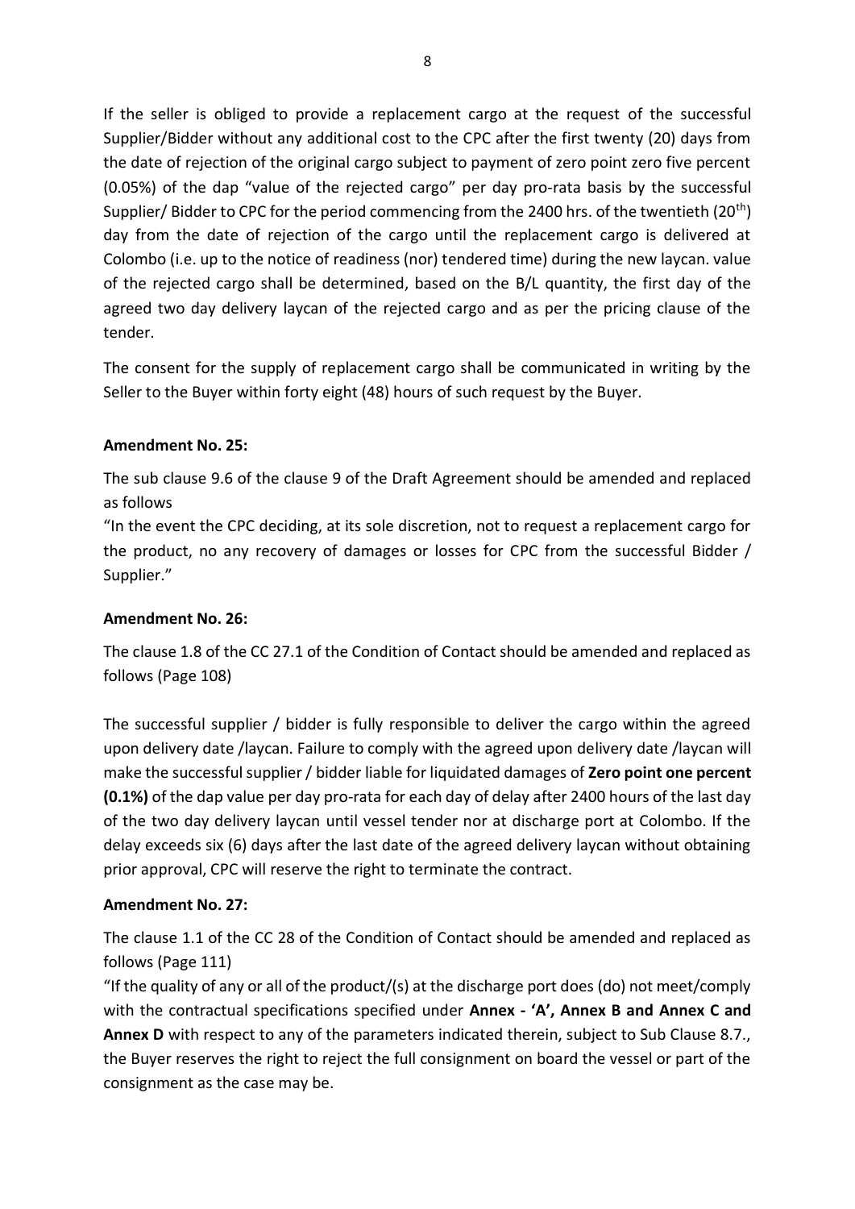If the seller is obliged to provide a replacement cargo at the request of the successful Supplier/Bidder without any additional cost to the CPC after the first twenty (20) days from the date of rejection of the original cargo subject to payment of zero point zero five percent (0.05%) of the dap "value of the rejected cargo" per day pro-rata basis by the successful Supplier/ Bidder to CPC for the period commencing from the 2400 hrs. of the twentieth (20th) day from the date of rejection of the cargo until the replacement cargo is delivered at Colombo (i.e. up to the notice of readiness (nor) tendered time) during the new laycan. value of the rejected cargo shall be determined, based on the B/L quantity, the first day of the agreed two day delivery laycan of the rejected cargo and as per the pricing clause of the tender.

The consent for the supply of replacement cargo shall be communicated in writing by the Seller to the Buyer within forty eight (48) hours of such request by the Buyer.

**Amendment No. 25:**

The sub clause 9.6 of the clause 9 of the Draft Agreement should be amended and replaced as follows

"In the event the CPC deciding, at its sole discretion, not to request a replacement cargo for the product, no any recovery of damages or losses for CPC from the successful Bidder / Supplier."

**Amendment No. 26:**

The clause 1.8 of the CC 27.1 of the Condition of Contact should be amended and replaced as follows (Page 108)

The successful supplier / bidder is fully responsible to deliver the cargo within the agreed upon delivery date /laycan. Failure to comply with the agreed upon delivery date /laycan will make the successful supplier / bidder liable for liquidated damages of **Zero point one percent (0.1%)** of the dap value per day pro-rata for each day of delay after 2400 hours of the last day of the two day delivery laycan until vessel tender nor at discharge port at Colombo. If the delay exceeds six (6) days after the last date of the agreed delivery laycan without obtaining prior approval, CPC will reserve the right to terminate the contract.

**Amendment No. 27:**

The clause 1.1 of the CC 28 of the Condition of Contact should be amended and replaced as follows (Page 111)

"If the quality of any or all of the product/(s) at the discharge port does (do) not meet/comply with the contractual specifications specified under **Annex - 'A', Annex B and Annex C and Annex D** with respect to any of the parameters indicated therein, subject to Sub Clause 8.7., the Buyer reserves the right to reject the full consignment on board the vessel or part of the consignment as the case may be.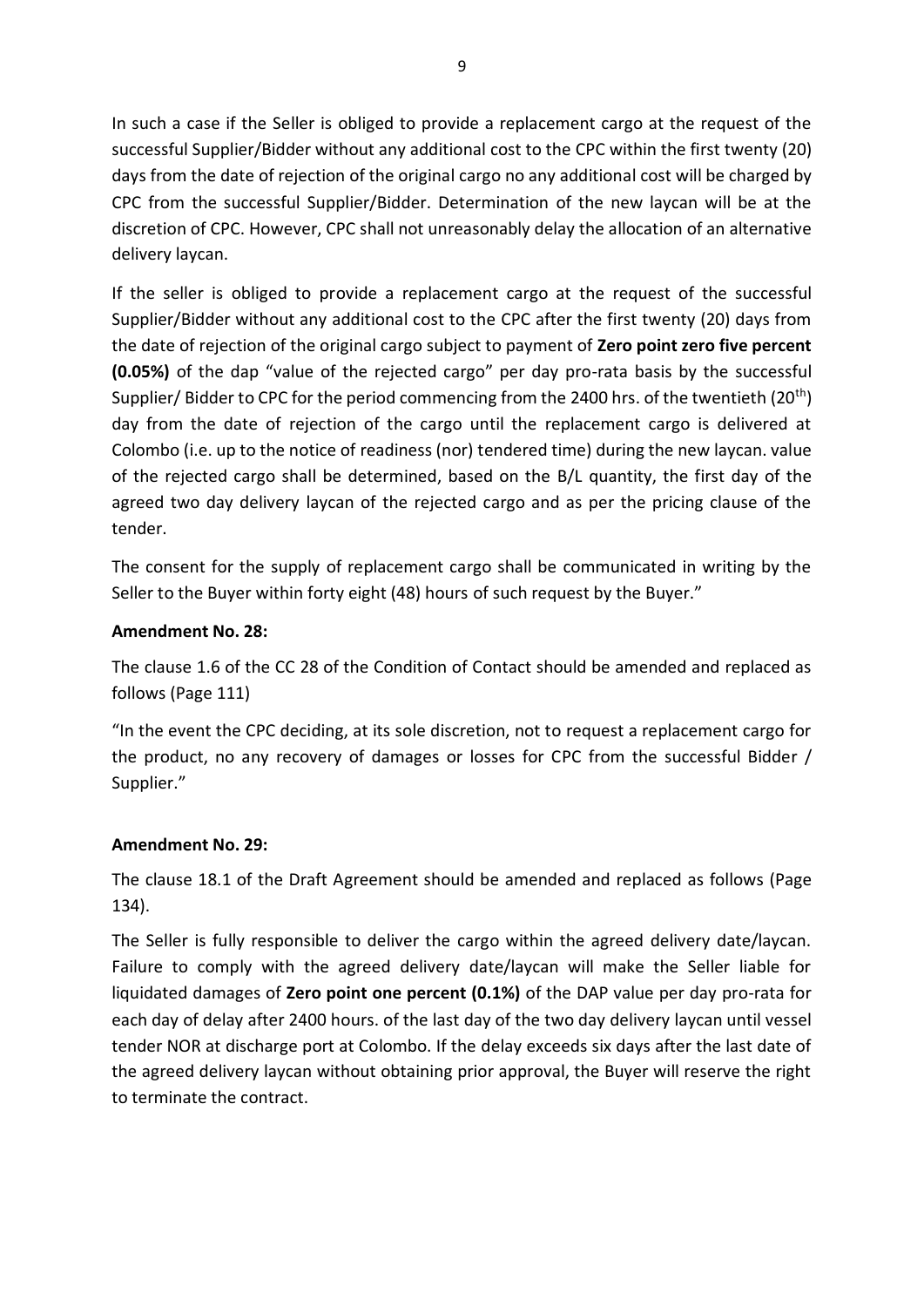In such a case if the Seller is obliged to provide a replacement cargo at the request of the successful Supplier/Bidder without any additional cost to the CPC within the first twenty (20) days from the date of rejection of the original cargo no any additional cost will be charged by CPC from the successful Supplier/Bidder. Determination of the new laycan will be at the discretion of CPC. However, CPC shall not unreasonably delay the allocation of an alternative delivery laycan.

If the seller is obliged to provide a replacement cargo at the request of the successful Supplier/Bidder without any additional cost to the CPC after the first twenty (20) days from the date of rejection of the original cargo subject to payment of **Zero point zero five percent (0.05%)** of the dap "value of the rejected cargo" per day pro-rata basis by the successful Supplier/ Bidder to CPC for the period commencing from the 2400 hrs. of the twentieth (20th) day from the date of rejection of the cargo until the replacement cargo is delivered at Colombo (i.e. up to the notice of readiness (nor) tendered time) during the new laycan. value of the rejected cargo shall be determined, based on the B/L quantity, the first day of the agreed two day delivery laycan of the rejected cargo and as per the pricing clause of the tender.

The consent for the supply of replacement cargo shall be communicated in writing by the Seller to the Buyer within forty eight (48) hours of such request by the Buyer."

**Amendment No. 28:**

The clause 1.6 of the CC 28 of the Condition of Contact should be amended and replaced as follows (Page 111)

"In the event the CPC deciding, at its sole discretion, not to request a replacement cargo for the product, no any recovery of damages or losses for CPC from the successful Bidder / Supplier."

**Amendment No. 29:**

The clause 18.1 of the Draft Agreement should be amended and replaced as follows (Page 134).

The Seller is fully responsible to deliver the cargo within the agreed delivery date/laycan. Failure to comply with the agreed delivery date/laycan will make the Seller liable for liquidated damages of **Zero point one percent (0.1%)** of the DAP value per day pro-rata for each day of delay after 2400 hours. of the last day of the two day delivery laycan until vessel tender NOR at discharge port at Colombo. If the delay exceeds six days after the last date of the agreed delivery laycan without obtaining prior approval, the Buyer will reserve the right to terminate the contract.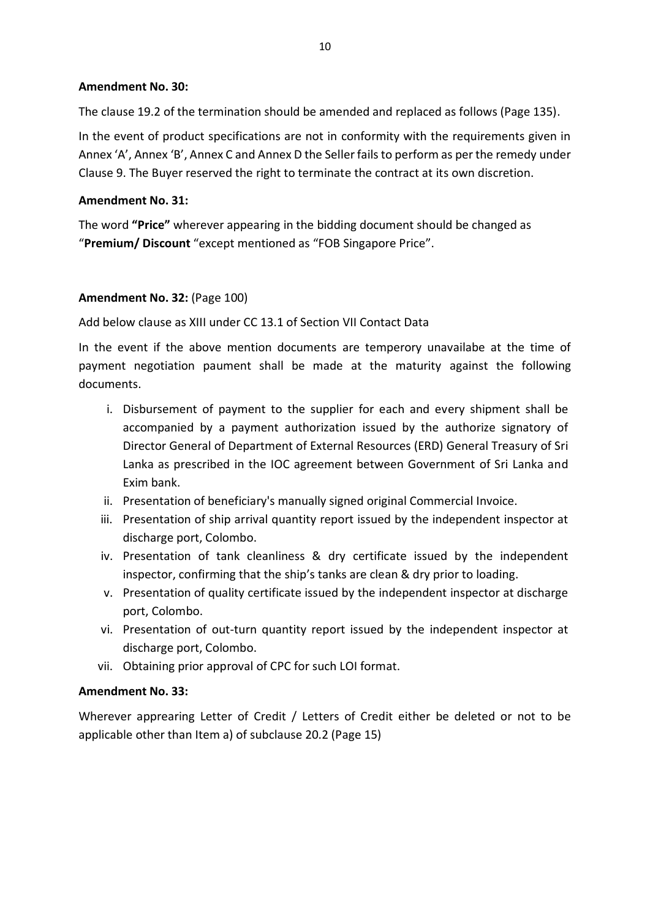**Amendment No. 30:**

The clause 19.2 of the termination should be amended and replaced as follows (Page 135).

In the event of product specifications are not in conformity with the requirements given in Annex 'A', Annex 'B', Annex C and Annex D the Seller fails to perform as per the remedy under Clause 9. The Buyer reserved the right to terminate the contract at its own discretion.

**Amendment No. 31:**

The word **"Price"** wherever appearing in the bidding document should be changed as "**Premium/ Discount** "except mentioned as "FOB Singapore Price".

**Amendment No. 32:** (Page 100)

Add below clause as XIII under CC 13.1 of Section VII Contact Data

In the event if the above mention documents are temperory unavailabe at the time of payment negotiation paument shall be made at the maturity against the following documents.

i. Disbursement of payment to the supplier for each and every shipment shall be accompanied by a payment authorization issued by the authorize signatory of Director General of Department of External Resources (ERD) General Treasury of Sri Lanka as prescribed in the IOC agreement between Government of Sri Lanka and Exim bank.
ii. Presentation of beneficiary's manually signed original Commercial Invoice.
iii. Presentation of ship arrival quantity report issued by the independent inspector at discharge port, Colombo.
iv. Presentation of tank cleanliness & dry certificate issued by the independent inspector, confirming that the ship's tanks are clean & dry prior to loading.
v. Presentation of quality certificate issued by the independent inspector at discharge port, Colombo.
vi. Presentation of out-turn quantity report issued by the independent inspector at discharge port, Colombo.
vii. Obtaining prior approval of CPC for such LOI format.

**Amendment No. 33:**

Wherever apprearing Letter of Credit / Letters of Credit either be deleted or not to be applicable other than Item a) of subclause 20.2 (Page 15)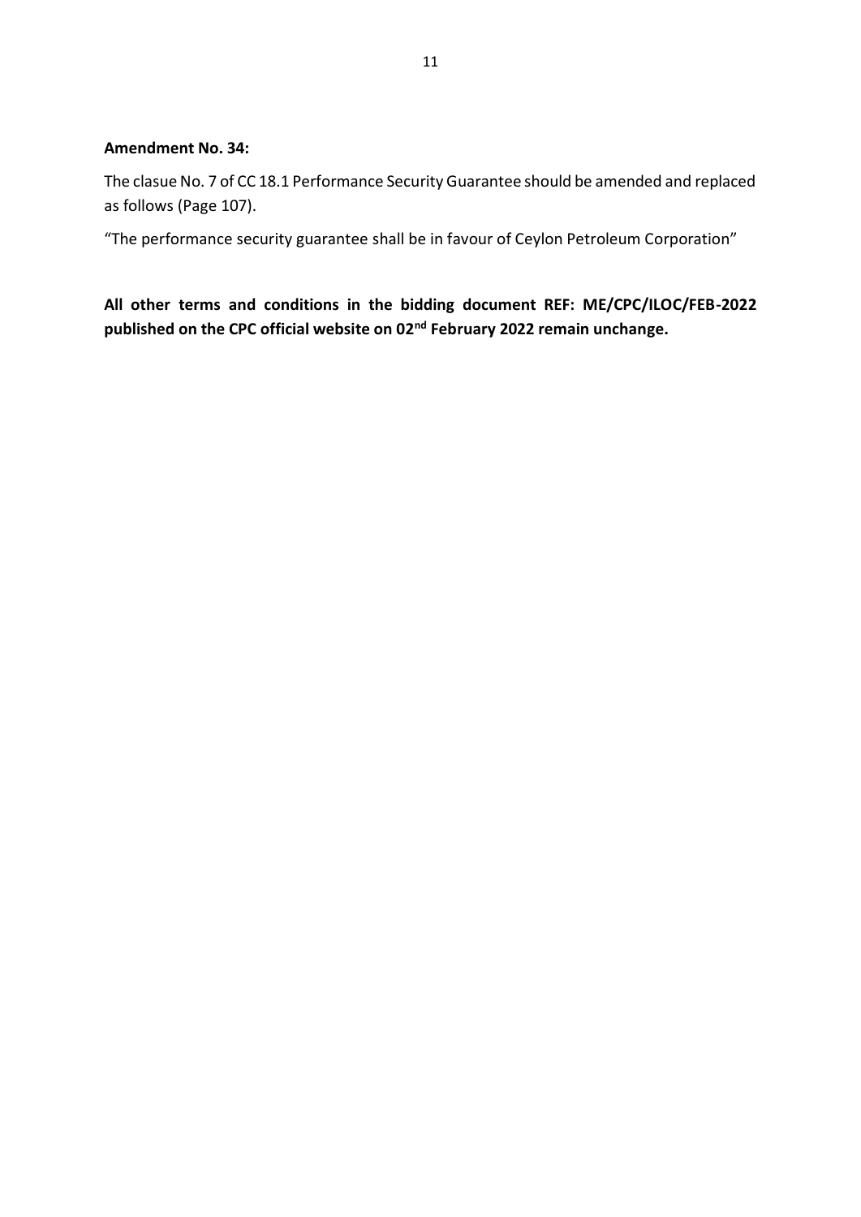**Amendment No. 34:**

The clasue No. 7 of CC 18.1 Performance Security Guarantee should be amended and replaced as follows (Page 107).

"The performance security guarantee shall be in favour of Ceylon Petroleum Corporation"

**All other terms and conditions in the bidding document REF: ME/CPC/ILOC/FEB-2022 published on the CPC official website on 02nd February 2022 remain unchange.**